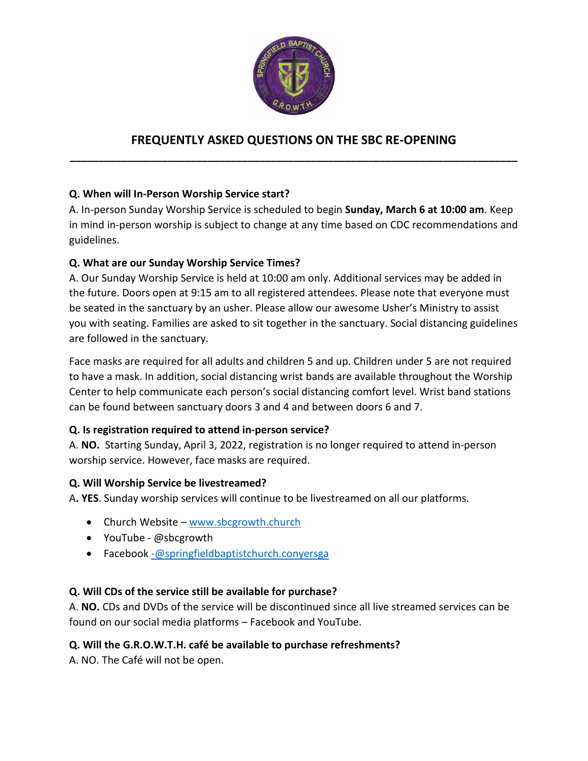# FREQUENTLY ASKED QUESTIONS ON THE SBC RE-OPENING

---

**Q. When will In-Person Worship Service start?**

A. In-person Sunday Worship Service is scheduled to begin **Sunday, March 6 at 10:00 am**. Keep in mind in-person worship is subject to change at any time based on CDC recommendations and guidelines.

**Q. What are our Sunday Worship Service Times?**

A. Our Sunday Worship Service is held at 10:00 am only. Additional services may be added in the future. Doors open at 9:15 am to all registered attendees. Please note that everyone must be seated in the sanctuary by an usher. Please allow our awesome Usher's Ministry to assist you with seating. Families are asked to sit together in the sanctuary. Social distancing guidelines are followed in the sanctuary.

Face masks are required for all adults and children 5 and up. Children under 5 are not required to have a mask. In addition, social distancing wrist bands are available throughout the Worship Center to help communicate each person's social distancing comfort level. Wrist band stations can be found between sanctuary doors 3 and 4 and between doors 6 and 7.

**Q. Is registration required to attend in-person service?**

A. **NO.** Starting Sunday, April 3, 2022, registration is no longer required to attend in-person worship service. However, face masks are required.

**Q. Will Worship Service be livestreamed?**

A**. YES**. Sunday worship services will continue to be livestreamed on all our platforms.

- Church Website – www.sbcgrowth.church
- YouTube - @sbcgrowth
- Facebook -@springfieldbaptistchurch.conyersga

**Q. Will CDs of the service still be available for purchase?**

A. **NO.** CDs and DVDs of the service will be discontinued since all live streamed services can be found on our social media platforms – Facebook and YouTube.

**Q. Will the G.R.O.W.T.H. café be available to purchase refreshments?**

A. NO. The Café will not be open.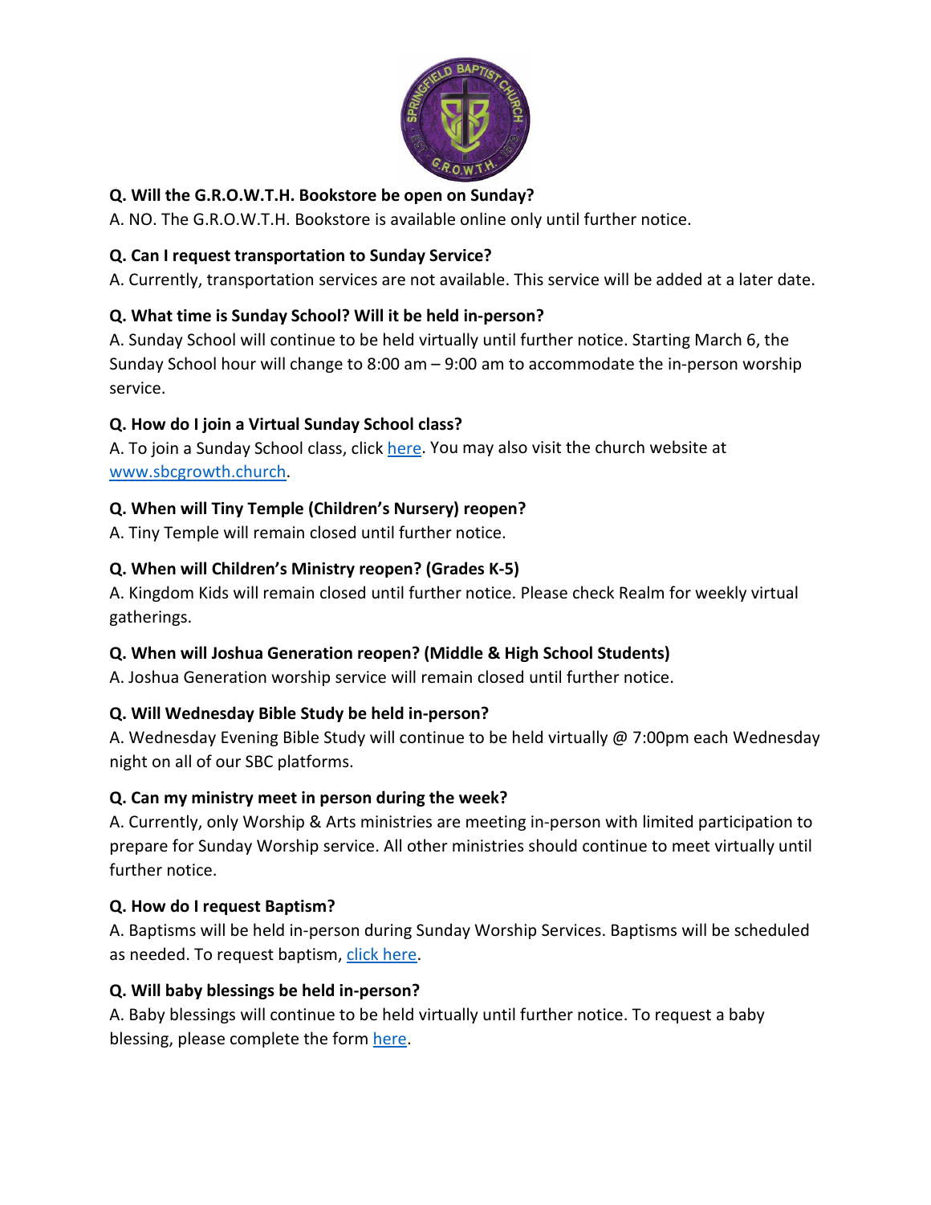**Q. Will the G.R.O.W.T.H. Bookstore be open on Sunday?**
A. NO. The G.R.O.W.T.H. Bookstore is available online only until further notice.

**Q. Can I request transportation to Sunday Service?**
A. Currently, transportation services are not available. This service will be added at a later date.

**Q. What time is Sunday School? Will it be held in-person?**
A. Sunday School will continue to be held virtually until further notice. Starting March 6, the Sunday School hour will change to 8:00 am – 9:00 am to accommodate the in-person worship service.

**Q. How do I join a Virtual Sunday School class?**
A. To join a Sunday School class, click here. You may also visit the church website at www.sbcgrowth.church.

**Q. When will Tiny Temple (Children's Nursery) reopen?**
A. Tiny Temple will remain closed until further notice.

**Q. When will Children's Ministry reopen? (Grades K-5)**
A. Kingdom Kids will remain closed until further notice. Please check Realm for weekly virtual gatherings.

**Q. When will Joshua Generation reopen? (Middle & High School Students)**
A. Joshua Generation worship service will remain closed until further notice.

**Q. Will Wednesday Bible Study be held in-person?**
A. Wednesday Evening Bible Study will continue to be held virtually @ 7:00pm each Wednesday night on all of our SBC platforms.

**Q. Can my ministry meet in person during the week?**
A. Currently, only Worship & Arts ministries are meeting in-person with limited participation to prepare for Sunday Worship service. All other ministries should continue to meet virtually until further notice.

**Q. How do I request Baptism?**
A. Baptisms will be held in-person during Sunday Worship Services. Baptisms will be scheduled as needed. To request baptism, click here.

**Q. Will baby blessings be held in-person?**
A. Baby blessings will continue to be held virtually until further notice. To request a baby blessing, please complete the form here.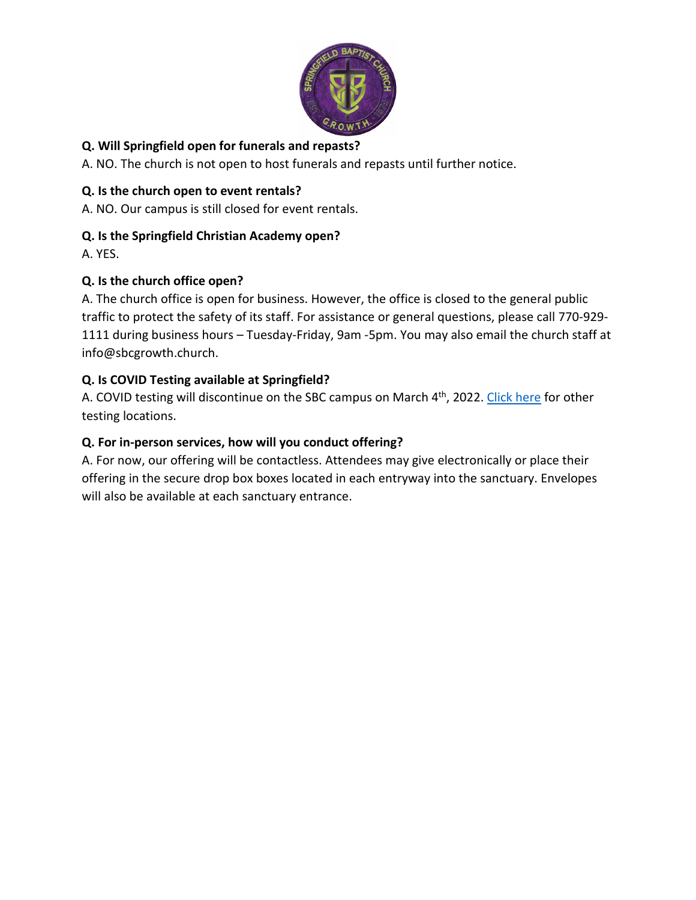**Q. Will Springfield open for funerals and repasts?**

A. NO. The church is not open to host funerals and repasts until further notice.

**Q. Is the church open to event rentals?**

A. NO. Our campus is still closed for event rentals.

**Q. Is the Springfield Christian Academy open?**

A. YES.

**Q. Is the church office open?**

A. The church office is open for business. However, the office is closed to the general public traffic to protect the safety of its staff. For assistance or general questions, please call 770-929-1111 during business hours – Tuesday-Friday, 9am -5pm. You may also email the church staff at info@sbcgrowth.church.

**Q. Is COVID Testing available at Springfield?**

A. COVID testing will discontinue on the SBC campus on March 4th, 2022. Click here for other testing locations.

**Q. For in-person services, how will you conduct offering?**

A. For now, our offering will be contactless. Attendees may give electronically or place their offering in the secure drop box boxes located in each entryway into the sanctuary. Envelopes will also be available at each sanctuary entrance.